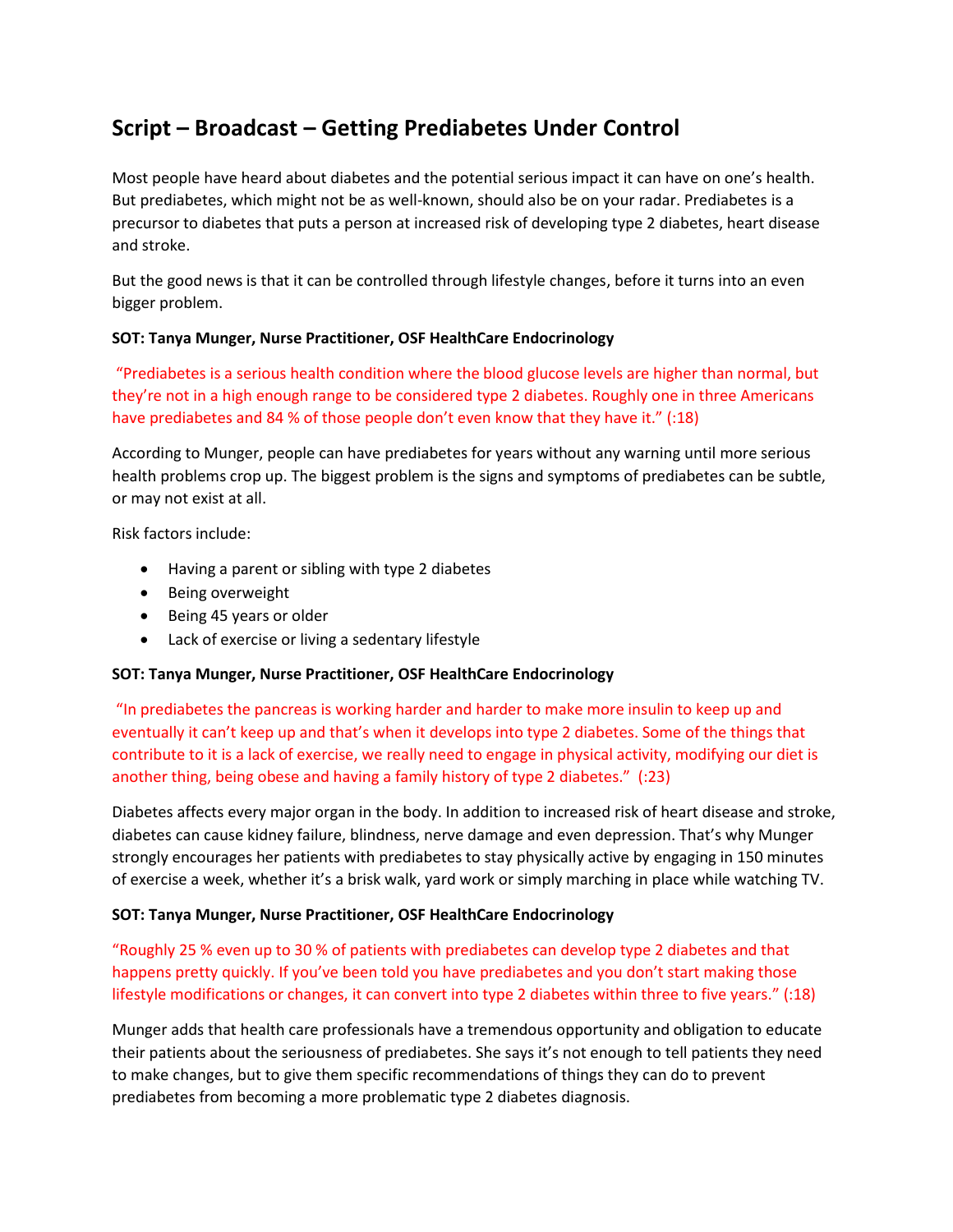## Script – Broadcast – Getting Prediabetes Under Control

Most people have heard about diabetes and the potential serious impact it can have on one's health. But prediabetes, which might not be as well-known, should also be on your radar. Prediabetes is a precursor to diabetes that puts a person at increased risk of developing type 2 diabetes, heart disease and stroke.

But the good news is that it can be controlled through lifestyle changes, before it turns into an even bigger problem.

**SOT: Tanya Munger, Nurse Practitioner, OSF HealthCare Endocrinology**

"Prediabetes is a serious health condition where the blood glucose levels are higher than normal, but they're not in a high enough range to be considered type 2 diabetes. Roughly one in three Americans have prediabetes and 84 % of those people don't even know that they have it." (:18)

According to Munger, people can have prediabetes for years without any warning until more serious health problems crop up. The biggest problem is the signs and symptoms of prediabetes can be subtle, or may not exist at all.

Risk factors include:

- Having a parent or sibling with type 2 diabetes
- Being overweight
- Being 45 years or older
- Lack of exercise or living a sedentary lifestyle

**SOT: Tanya Munger, Nurse Practitioner, OSF HealthCare Endocrinology**

"In prediabetes the pancreas is working harder and harder to make more insulin to keep up and eventually it can't keep up and that's when it develops into type 2 diabetes. Some of the things that contribute to it is a lack of exercise, we really need to engage in physical activity, modifying our diet is another thing, being obese and having a family history of type 2 diabetes." (:23)

Diabetes affects every major organ in the body. In addition to increased risk of heart disease and stroke, diabetes can cause kidney failure, blindness, nerve damage and even depression. That's why Munger strongly encourages her patients with prediabetes to stay physically active by engaging in 150 minutes of exercise a week, whether it's a brisk walk, yard work or simply marching in place while watching TV.

**SOT: Tanya Munger, Nurse Practitioner, OSF HealthCare Endocrinology**

"Roughly 25 % even up to 30 % of patients with prediabetes can develop type 2 diabetes and that happens pretty quickly. If you've been told you have prediabetes and you don't start making those lifestyle modifications or changes, it can convert into type 2 diabetes within three to five years." (:18)

Munger adds that health care professionals have a tremendous opportunity and obligation to educate their patients about the seriousness of prediabetes. She says it's not enough to tell patients they need to make changes, but to give them specific recommendations of things they can do to prevent prediabetes from becoming a more problematic type 2 diabetes diagnosis.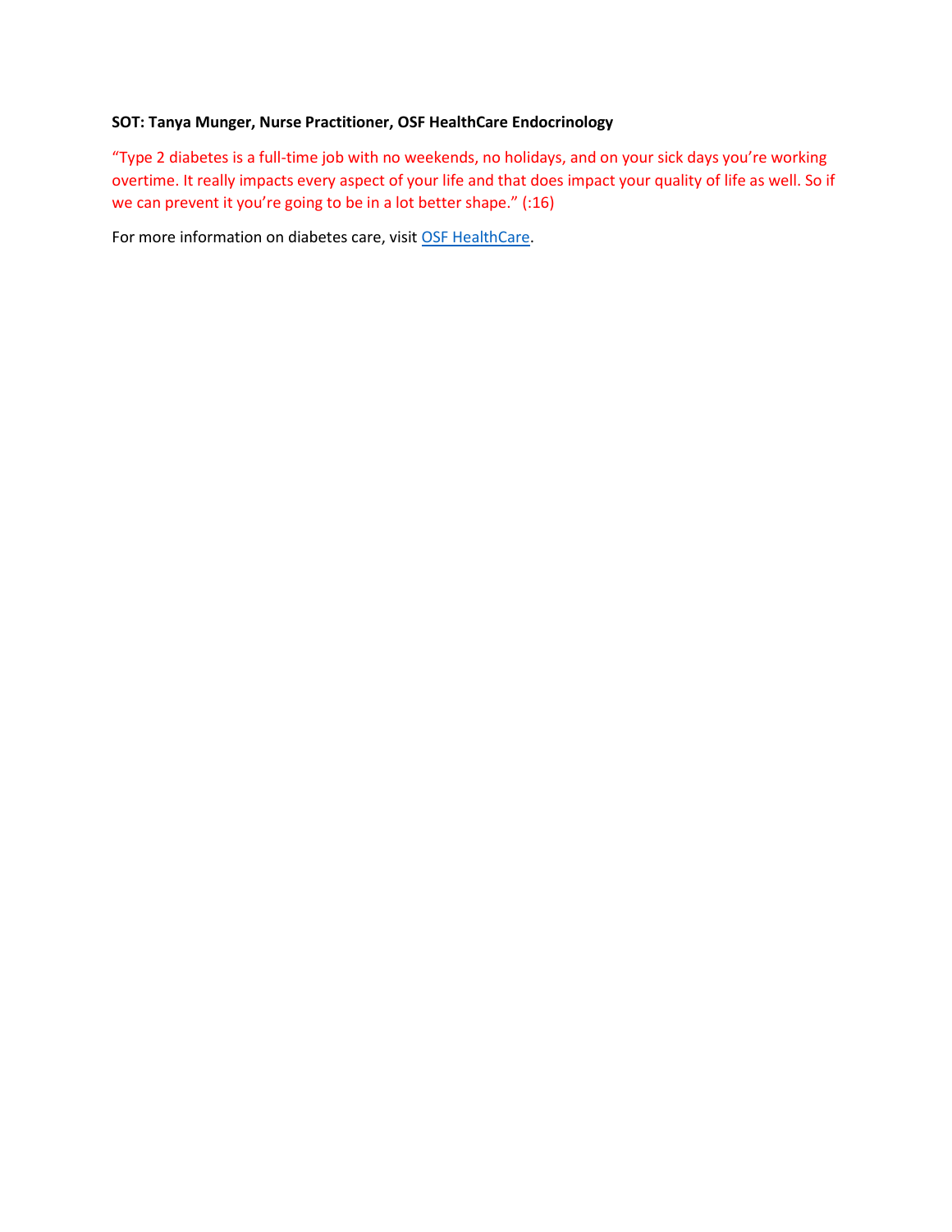**SOT: Tanya Munger, Nurse Practitioner, OSF HealthCare Endocrinology**

"Type 2 diabetes is a full-time job with no weekends, no holidays, and on your sick days you're working overtime. It really impacts every aspect of your life and that does impact your quality of life as well. So if we can prevent it you're going to be in a lot better shape." (:16)

For more information on diabetes care, visit OSF HealthCare.